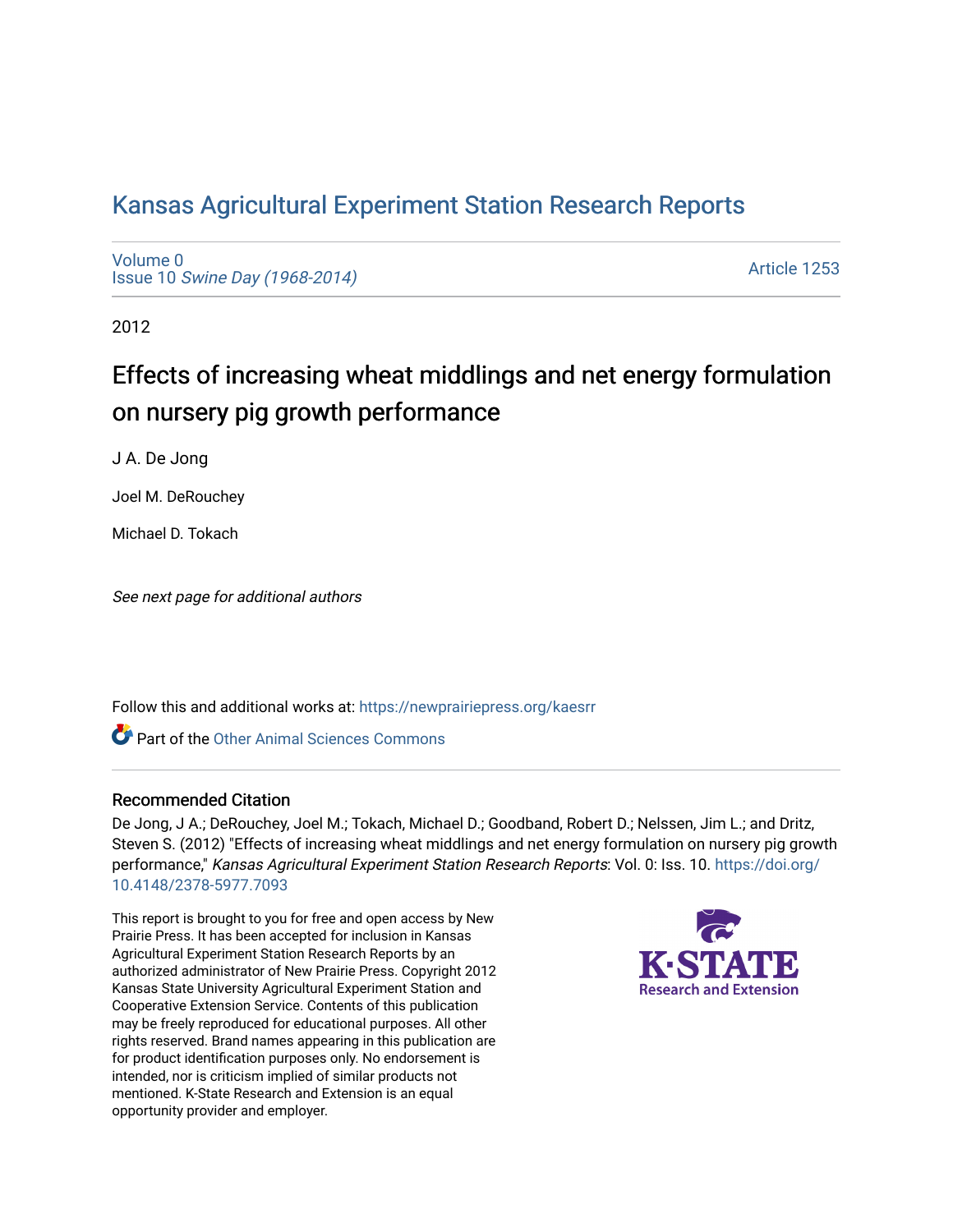# Kansas Agricultural Experiment Station Research Reports

Volume 0
Issue 10 *Swine Day (1968-2014)*

Article 1253

2012

## Effects of increasing wheat middlings and net energy formulation on nursery pig growth performance

J A. De Jong

Joel M. DeRouchey

Michael D. Tokach

*See next page for additional authors*

Follow this and additional works at: https://newprairiepress.org/kaesrr

Part of the Other Animal Sciences Commons

### Recommended Citation

De Jong, J A.; DeRouchey, Joel M.; Tokach, Michael D.; Goodband, Robert D.; Nelssen, Jim L.; and Dritz, Steven S. (2012) "Effects of increasing wheat middlings and net energy formulation on nursery pig growth performance," *Kansas Agricultural Experiment Station Research Reports*: Vol. 0: Iss. 10. https://doi.org/10.4148/2378-5977.7093

This report is brought to you for free and open access by New Prairie Press. It has been accepted for inclusion in Kansas Agricultural Experiment Station Research Reports by an authorized administrator of New Prairie Press. Copyright 2012 Kansas State University Agricultural Experiment Station and Cooperative Extension Service. Contents of this publication may be freely reproduced for educational purposes. All other rights reserved. Brand names appearing in this publication are for product identification purposes only. No endorsement is intended, nor is criticism implied of similar products not mentioned. K-State Research and Extension is an equal opportunity provider and employer.

K-STATE Research and Extension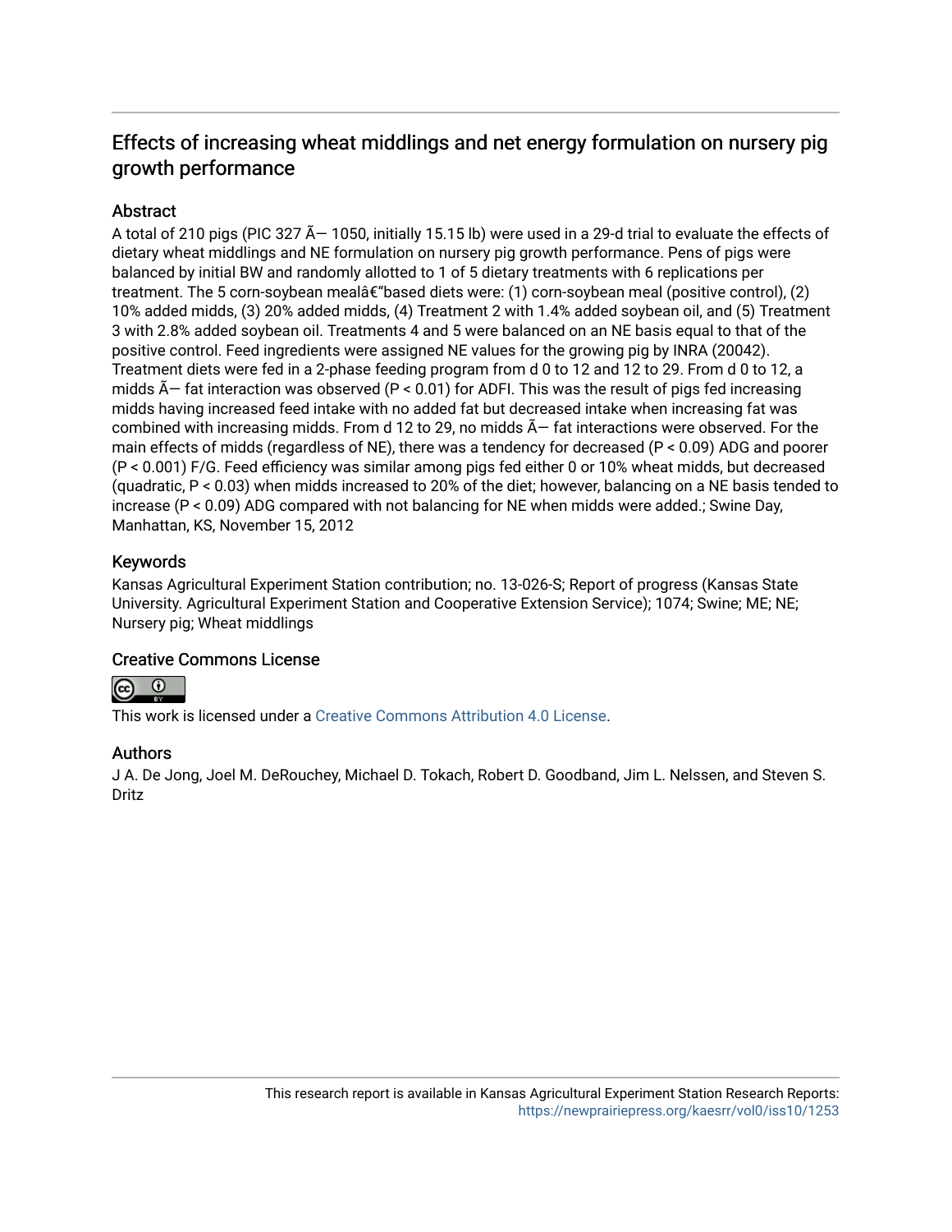## Effects of increasing wheat middlings and net energy formulation on nursery pig growth performance

### Abstract

A total of 210 pigs (PIC 327 Ã— 1050, initially 15.15 lb) were used in a 29-d trial to evaluate the effects of dietary wheat middlings and NE formulation on nursery pig growth performance. Pens of pigs were balanced by initial BW and randomly allotted to 1 of 5 dietary treatments with 6 replications per treatment. The 5 corn-soybean mealâ€"based diets were: (1) corn-soybean meal (positive control), (2) 10% added midds, (3) 20% added midds, (4) Treatment 2 with 1.4% added soybean oil, and (5) Treatment 3 with 2.8% added soybean oil. Treatments 4 and 5 were balanced on an NE basis equal to that of the positive control. Feed ingredients were assigned NE values for the growing pig by INRA (20042). Treatment diets were fed in a 2-phase feeding program from d 0 to 12 and 12 to 29. From d 0 to 12, a midds Ã— fat interaction was observed (P < 0.01) for ADFI. This was the result of pigs fed increasing midds having increased feed intake with no added fat but decreased intake when increasing fat was combined with increasing midds. From d 12 to 29, no midds Ã— fat interactions were observed. For the main effects of midds (regardless of NE), there was a tendency for decreased (P < 0.09) ADG and poorer (P < 0.001) F/G. Feed efficiency was similar among pigs fed either 0 or 10% wheat midds, but decreased (quadratic, P < 0.03) when midds increased to 20% of the diet; however, balancing on a NE basis tended to increase (P < 0.09) ADG compared with not balancing for NE when midds were added.; Swine Day, Manhattan, KS, November 15, 2012

### Keywords

Kansas Agricultural Experiment Station contribution; no. 13-026-S; Report of progress (Kansas State University. Agricultural Experiment Station and Cooperative Extension Service); 1074; Swine; ME; NE; Nursery pig; Wheat middlings

### Creative Commons License

This work is licensed under a Creative Commons Attribution 4.0 License.

### Authors

J A. De Jong, Joel M. DeRouchey, Michael D. Tokach, Robert D. Goodband, Jim L. Nelssen, and Steven S. Dritz

This research report is available in Kansas Agricultural Experiment Station Research Reports: https://newprairiepress.org/kaesrr/vol0/iss10/1253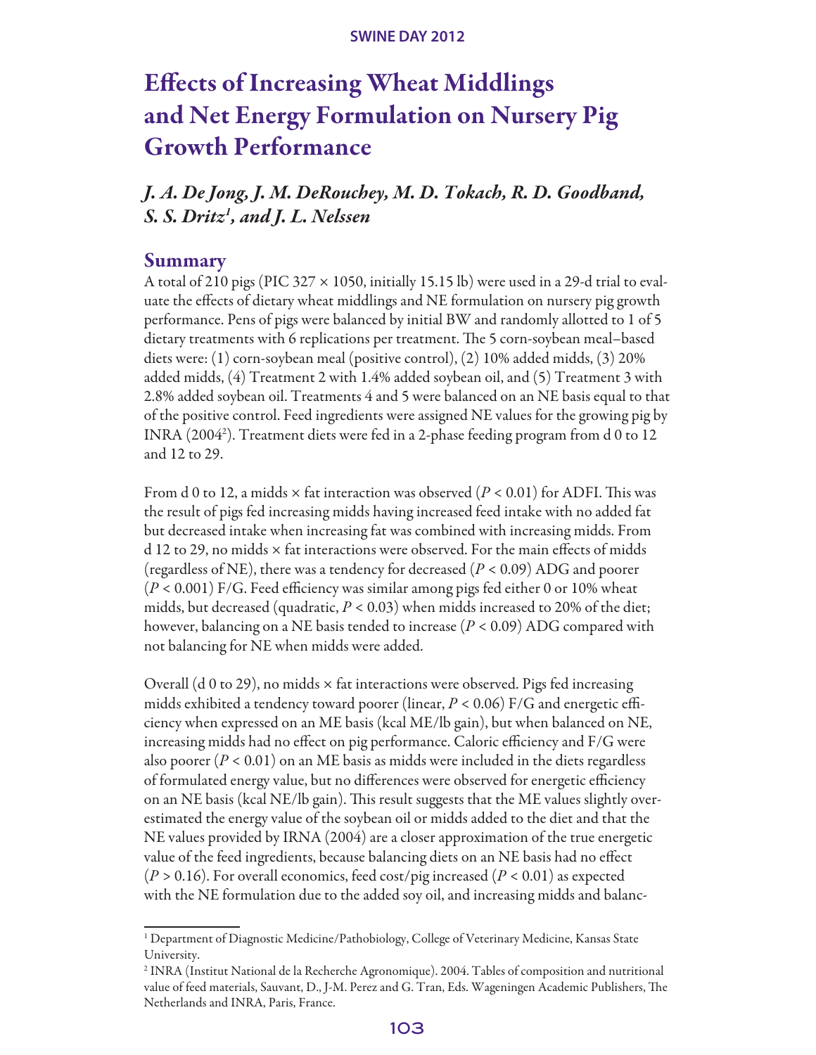# Effects of Increasing Wheat Middlings and Net Energy Formulation on Nursery Pig Growth Performance

*J. A. De Jong, J. M. DeRouchey, M. D. Tokach, R. D. Goodband, S. S. Dritz[1], and J. L. Nelssen*

## Summary

A total of 210 pigs (PIC 327 × 1050, initially 15.15 lb) were used in a 29-d trial to evaluate the effects of dietary wheat middlings and NE formulation on nursery pig growth performance. Pens of pigs were balanced by initial BW and randomly allotted to 1 of 5 dietary treatments with 6 replications per treatment. The 5 corn-soybean meal–based diets were: (1) corn-soybean meal (positive control), (2) 10% added midds, (3) 20% added midds, (4) Treatment 2 with 1.4% added soybean oil, and (5) Treatment 3 with 2.8% added soybean oil. Treatments 4 and 5 were balanced on an NE basis equal to that of the positive control. Feed ingredients were assigned NE values for the growing pig by INRA (2004[2]). Treatment diets were fed in a 2-phase feeding program from d 0 to 12 and 12 to 29.

From d 0 to 12, a midds × fat interaction was observed ($P < 0.01$) for ADFI. This was the result of pigs fed increasing midds having increased feed intake with no added fat but decreased intake when increasing fat was combined with increasing midds. From d 12 to 29, no midds × fat interactions were observed. For the main effects of midds (regardless of NE), there was a tendency for decreased ($P < 0.09$) ADG and poorer ($P < 0.001$) F/G. Feed efficiency was similar among pigs fed either 0 or 10% wheat midds, but decreased (quadratic, $P < 0.03$) when midds increased to 20% of the diet; however, balancing on a NE basis tended to increase ($P < 0.09$) ADG compared with not balancing for NE when midds were added.

Overall (d 0 to 29), no midds × fat interactions were observed. Pigs fed increasing midds exhibited a tendency toward poorer (linear, $P < 0.06$) F/G and energetic efficiency when expressed on an ME basis (kcal ME/lb gain), but when balanced on NE, increasing midds had no effect on pig performance. Caloric efficiency and F/G were also poorer ($P < 0.01$) on an ME basis as midds were included in the diets regardless of formulated energy value, but no differences were observed for energetic efficiency on an NE basis (kcal NE/lb gain). This result suggests that the ME values slightly overestimated the energy value of the soybean oil or midds added to the diet and that the NE values provided by IRNA (2004) are a closer approximation of the true energetic value of the feed ingredients, because balancing diets on an NE basis had no effect ($P > 0.16$). For overall economics, feed cost/pig increased ($P < 0.01$) as expected with the NE formulation due to the added soy oil, and increasing midds and balanc-

[1] Department of Diagnostic Medicine/Pathobiology, College of Veterinary Medicine, Kansas State University.

[2] INRA (Institut National de la Recherche Agronomique). 2004. Tables of composition and nutritional value of feed materials, Sauvant, D., J-M. Perez and G. Tran, Eds. Wageningen Academic Publishers, The Netherlands and INRA, Paris, France.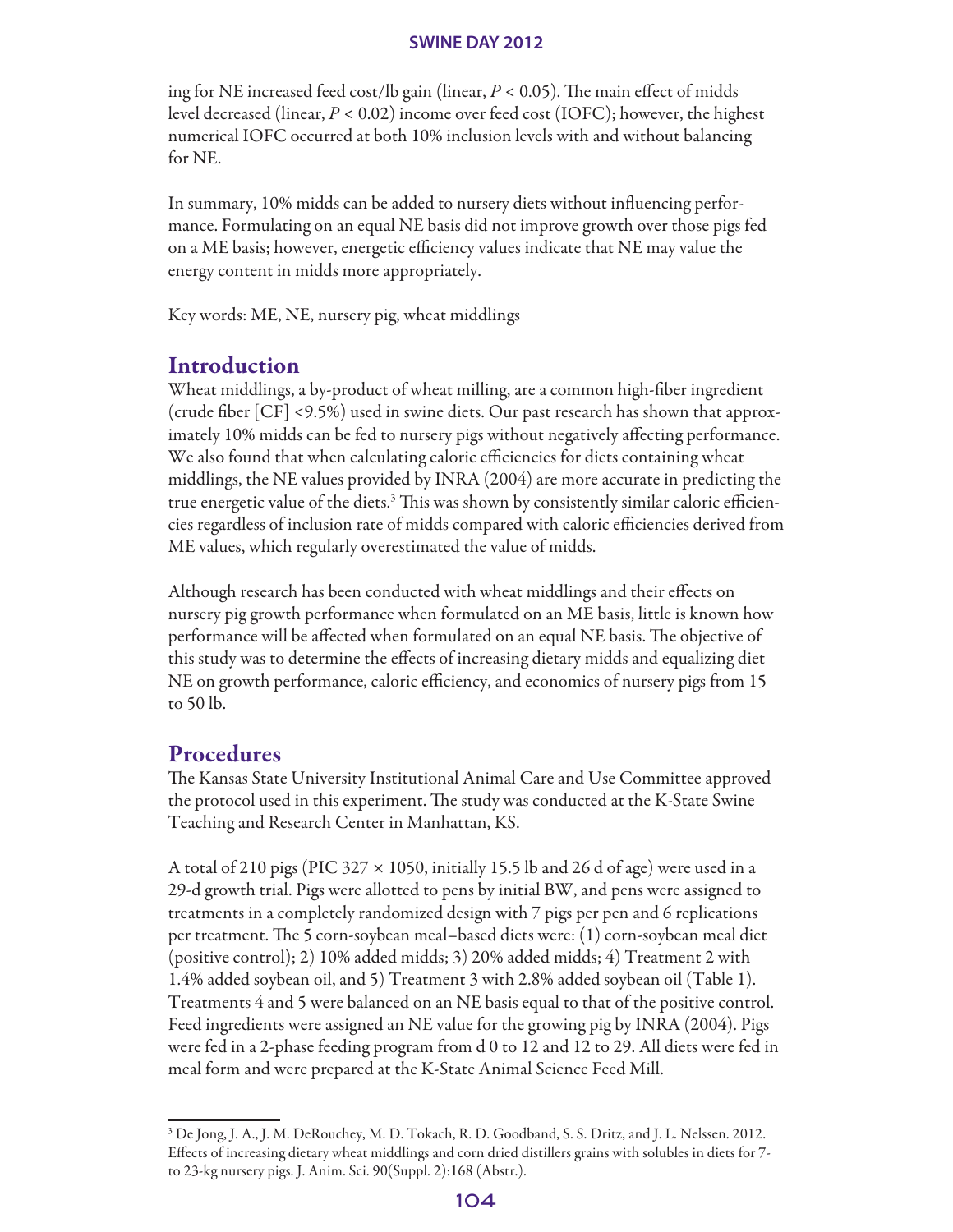ing for NE increased feed cost/lb gain (linear, $P < 0.05$). The main effect of midds level decreased (linear, $P < 0.02$) income over feed cost (IOFC); however, the highest numerical IOFC occurred at both 10% inclusion levels with and without balancing for NE.

In summary, 10% midds can be added to nursery diets without influencing performance. Formulating on an equal NE basis did not improve growth over those pigs fed on a ME basis; however, energetic efficiency values indicate that NE may value the energy content in midds more appropriately.

Key words: ME, NE, nursery pig, wheat middlings

## Introduction

Wheat middlings, a by-product of wheat milling, are a common high-fiber ingredient (crude fiber [CF] <9.5%) used in swine diets. Our past research has shown that approximately 10% midds can be fed to nursery pigs without negatively affecting performance. We also found that when calculating caloric efficiencies for diets containing wheat middlings, the NE values provided by INRA (2004) are more accurate in predicting the true energetic value of the diets.[3] This was shown by consistently similar caloric efficiencies regardless of inclusion rate of midds compared with caloric efficiencies derived from ME values, which regularly overestimated the value of midds.

Although research has been conducted with wheat middlings and their effects on nursery pig growth performance when formulated on an ME basis, little is known how performance will be affected when formulated on an equal NE basis. The objective of this study was to determine the effects of increasing dietary midds and equalizing diet NE on growth performance, caloric efficiency, and economics of nursery pigs from 15 to 50 lb.

## Procedures

The Kansas State University Institutional Animal Care and Use Committee approved the protocol used in this experiment. The study was conducted at the K-State Swine Teaching and Research Center in Manhattan, KS.

A total of 210 pigs (PIC 327 × 1050, initially 15.5 lb and 26 d of age) were used in a 29-d growth trial. Pigs were allotted to pens by initial BW, and pens were assigned to treatments in a completely randomized design with 7 pigs per pen and 6 replications per treatment. The 5 corn-soybean meal–based diets were: (1) corn-soybean meal diet (positive control); 2) 10% added midds; 3) 20% added midds; 4) Treatment 2 with 1.4% added soybean oil, and 5) Treatment 3 with 2.8% added soybean oil (Table 1). Treatments 4 and 5 were balanced on an NE basis equal to that of the positive control. Feed ingredients were assigned an NE value for the growing pig by INRA (2004). Pigs were fed in a 2-phase feeding program from d 0 to 12 and 12 to 29. All diets were fed in meal form and were prepared at the K-State Animal Science Feed Mill.

[3] De Jong, J. A., J. M. DeRouchey, M. D. Tokach, R. D. Goodband, S. S. Dritz, and J. L. Nelssen. 2012. Effects of increasing dietary wheat middlings and corn dried distillers grains with solubles in diets for 7- to 23-kg nursery pigs. J. Anim. Sci. 90(Suppl. 2):168 (Abstr.).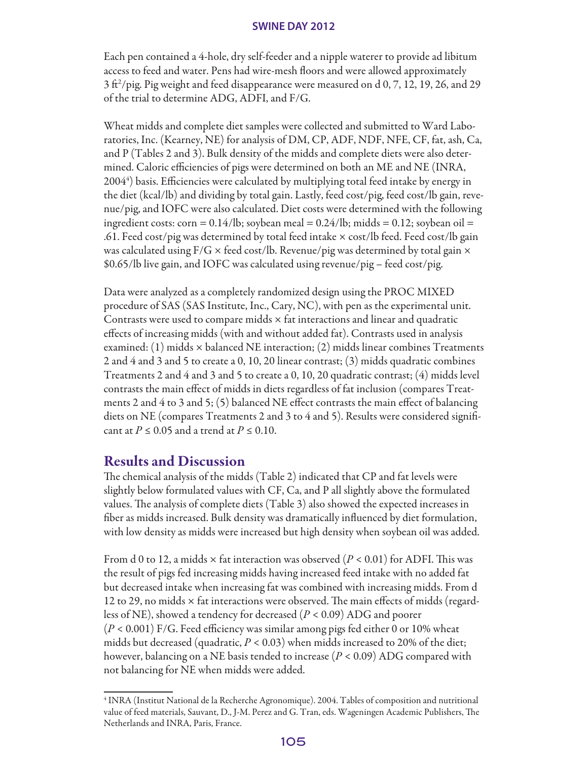Each pen contained a 4-hole, dry self-feeder and a nipple waterer to provide ad libitum access to feed and water. Pens had wire-mesh floors and were allowed approximately 3 $ft^2$/pig. Pig weight and feed disappearance were measured on d 0, 7, 12, 19, 26, and 29 of the trial to determine ADG, ADFI, and F/G.

Wheat midds and complete diet samples were collected and submitted to Ward Laboratories, Inc. (Kearney, NE) for analysis of DM, CP, ADF, NDF, NFE, CF, fat, ash, Ca, and P (Tables 2 and 3). Bulk density of the midds and complete diets were also determined. Caloric efficiencies of pigs were determined on both an ME and NE (INRA, 2004[4]) basis. Efficiencies were calculated by multiplying total feed intake by energy in the diet (kcal/lb) and dividing by total gain. Lastly, feed cost/pig, feed cost/lb gain, revenue/pig, and IOFC were also calculated. Diet costs were determined with the following ingredient costs: corn = 0.14/lb; soybean meal = 0.24/lb; midds = 0.12; soybean oil = .61. Feed cost/pig was determined by total feed intake × cost/lb feed. Feed cost/lb gain was calculated using F/G × feed cost/lb. Revenue/pig was determined by total gain × \$0.65/lb live gain, and IOFC was calculated using revenue/pig – feed cost/pig.

Data were analyzed as a completely randomized design using the PROC MIXED procedure of SAS (SAS Institute, Inc., Cary, NC), with pen as the experimental unit. Contrasts were used to compare midds × fat interactions and linear and quadratic effects of increasing midds (with and without added fat). Contrasts used in analysis examined: (1) midds × balanced NE interaction; (2) midds linear combines Treatments 2 and 4 and 3 and 5 to create a 0, 10, 20 linear contrast; (3) midds quadratic combines Treatments 2 and 4 and 3 and 5 to create a 0, 10, 20 quadratic contrast; (4) midds level contrasts the main effect of midds in diets regardless of fat inclusion (compares Treatments 2 and 4 to 3 and 5; (5) balanced NE effect contrasts the main effect of balancing diets on NE (compares Treatments 2 and 3 to 4 and 5). Results were considered significant at $P \leq 0.05$ and a trend at $P \leq 0.10$.

## Results and Discussion

The chemical analysis of the midds (Table 2) indicated that CP and fat levels were slightly below formulated values with CF, Ca, and P all slightly above the formulated values. The analysis of complete diets (Table 3) also showed the expected increases in fiber as midds increased. Bulk density was dramatically influenced by diet formulation, with low density as midds were increased but high density when soybean oil was added.

From d 0 to 12, a midds × fat interaction was observed ($P < 0.01$) for ADFI. This was the result of pigs fed increasing midds having increased feed intake with no added fat but decreased intake when increasing fat was combined with increasing midds. From d 12 to 29, no midds × fat interactions were observed. The main effects of midds (regardless of NE), showed a tendency for decreased ($P < 0.09$) ADG and poorer ($P < 0.001$) F/G. Feed efficiency was similar among pigs fed either 0 or 10% wheat midds but decreased (quadratic, $P < 0.03$) when midds increased to 20% of the diet; however, balancing on a NE basis tended to increase ($P < 0.09$) ADG compared with not balancing for NE when midds were added.

[4] INRA (Institut National de la Recherche Agronomique). 2004. Tables of composition and nutritional value of feed materials, Sauvant, D., J-M. Perez and G. Tran, eds. Wageningen Academic Publishers, The Netherlands and INRA, Paris, France.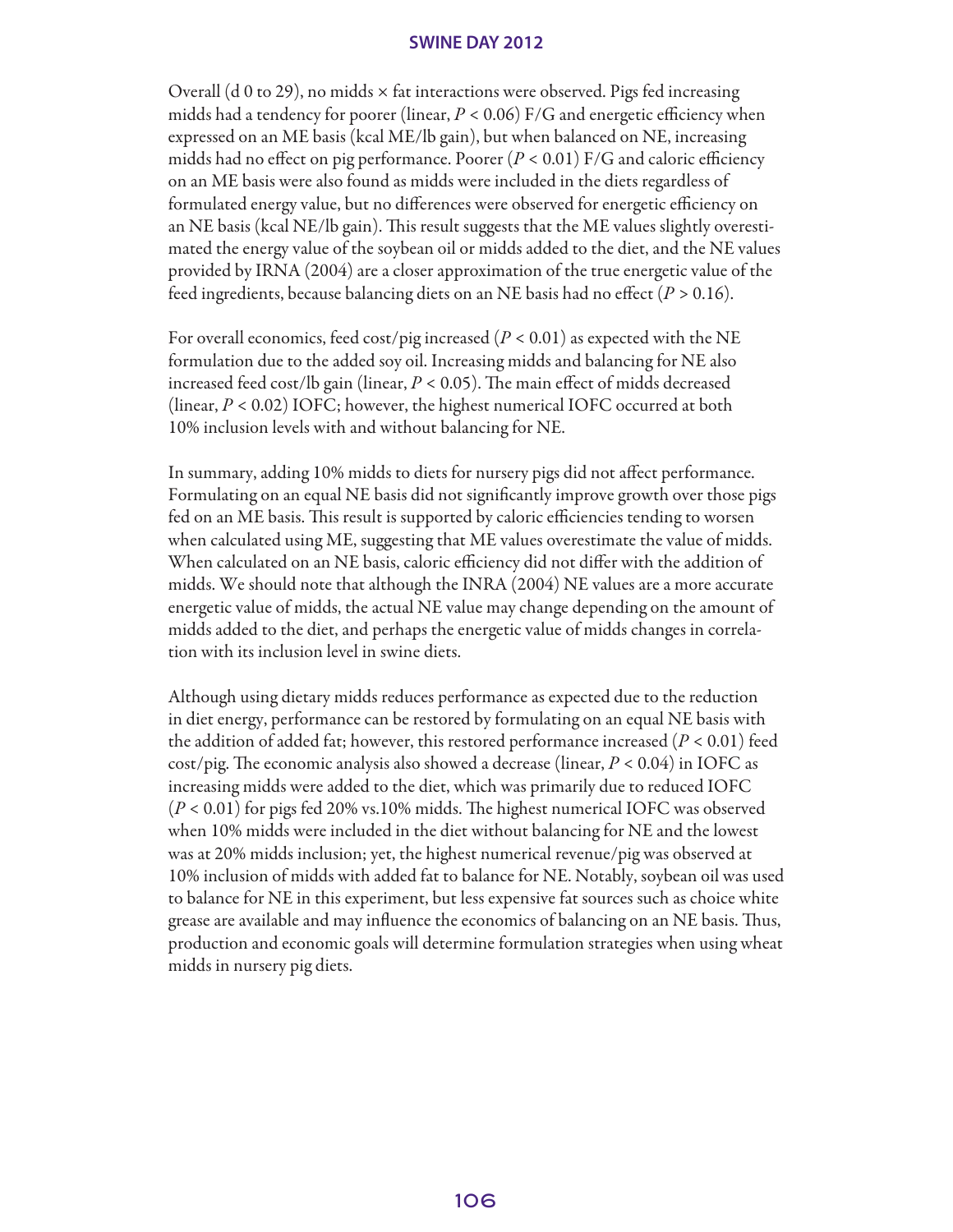Overall (d 0 to 29), no midds × fat interactions were observed. Pigs fed increasing midds had a tendency for poorer (linear, $P < 0.06$) F/G and energetic efficiency when expressed on an ME basis (kcal ME/lb gain), but when balanced on NE, increasing midds had no effect on pig performance. Poorer ($P < 0.01$) F/G and caloric efficiency on an ME basis were also found as midds were included in the diets regardless of formulated energy value, but no differences were observed for energetic efficiency on an NE basis (kcal NE/lb gain). This result suggests that the ME values slightly overestimated the energy value of the soybean oil or midds added to the diet, and the NE values provided by IRNA (2004) are a closer approximation of the true energetic value of the feed ingredients, because balancing diets on an NE basis had no effect ($P > 0.16$).

For overall economics, feed cost/pig increased ($P < 0.01$) as expected with the NE formulation due to the added soy oil. Increasing midds and balancing for NE also increased feed cost/lb gain (linear, $P < 0.05$). The main effect of midds decreased (linear, $P < 0.02$) IOFC; however, the highest numerical IOFC occurred at both 10% inclusion levels with and without balancing for NE.

In summary, adding 10% midds to diets for nursery pigs did not affect performance. Formulating on an equal NE basis did not significantly improve growth over those pigs fed on an ME basis. This result is supported by caloric efficiencies tending to worsen when calculated using ME, suggesting that ME values overestimate the value of midds. When calculated on an NE basis, caloric efficiency did not differ with the addition of midds. We should note that although the INRA (2004) NE values are a more accurate energetic value of midds, the actual NE value may change depending on the amount of midds added to the diet, and perhaps the energetic value of midds changes in correlation with its inclusion level in swine diets.

Although using dietary midds reduces performance as expected due to the reduction in diet energy, performance can be restored by formulating on an equal NE basis with the addition of added fat; however, this restored performance increased ($P < 0.01$) feed cost/pig. The economic analysis also showed a decrease (linear, $P < 0.04$) in IOFC as increasing midds were added to the diet, which was primarily due to reduced IOFC ($P < 0.01$) for pigs fed 20% vs.10% midds. The highest numerical IOFC was observed when 10% midds were included in the diet without balancing for NE and the lowest was at 20% midds inclusion; yet, the highest numerical revenue/pig was observed at 10% inclusion of midds with added fat to balance for NE. Notably, soybean oil was used to balance for NE in this experiment, but less expensive fat sources such as choice white grease are available and may influence the economics of balancing on an NE basis. Thus, production and economic goals will determine formulation strategies when using wheat midds in nursery pig diets.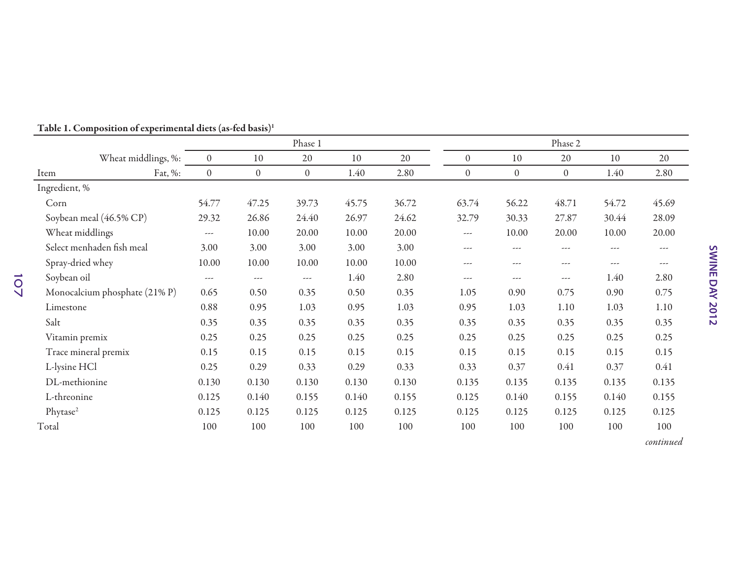**Table 1. Composition of experimental diets (as-fed basis)[1]**

| | Phase 1 | | | | | Phase 2 | | | | |
|---|---|---|---|---|---|---|---|---|---|---|
| Wheat middlings, %: | 0 | 10 | 20 | 10 | 20 | 0 | 10 | 20 | 10 | 20 |
| Item / Fat, %: | 0 | 0 | 0 | 1.40 | 2.80 | 0 | 0 | 0 | 1.40 | 2.80 |
| Ingredient, % | | | | | | | | | | |
| Corn | 54.77 | 47.25 | 39.73 | 45.75 | 36.72 | 63.74 | 56.22 | 48.71 | 54.72 | 45.69 |
| Soybean meal (46.5% CP) | 29.32 | 26.86 | 24.40 | 26.97 | 24.62 | 32.79 | 30.33 | 27.87 | 30.44 | 28.09 |
| Wheat middlings | --- | 10.00 | 20.00 | 10.00 | 20.00 | --- | 10.00 | 20.00 | 10.00 | 20.00 |
| Select menhaden fish meal | 3.00 | 3.00 | 3.00 | 3.00 | 3.00 | --- | --- | --- | --- | --- |
| Spray-dried whey | 10.00 | 10.00 | 10.00 | 10.00 | 10.00 | --- | --- | --- | --- | --- |
| Soybean oil | --- | --- | --- | 1.40 | 2.80 | --- | --- | --- | 1.40 | 2.80 |
| Monocalcium phosphate (21% P) | 0.65 | 0.50 | 0.35 | 0.50 | 0.35 | 1.05 | 0.90 | 0.75 | 0.90 | 0.75 |
| Limestone | 0.88 | 0.95 | 1.03 | 0.95 | 1.03 | 0.95 | 1.03 | 1.10 | 1.03 | 1.10 |
| Salt | 0.35 | 0.35 | 0.35 | 0.35 | 0.35 | 0.35 | 0.35 | 0.35 | 0.35 | 0.35 |
| Vitamin premix | 0.25 | 0.25 | 0.25 | 0.25 | 0.25 | 0.25 | 0.25 | 0.25 | 0.25 | 0.25 |
| Trace mineral premix | 0.15 | 0.15 | 0.15 | 0.15 | 0.15 | 0.15 | 0.15 | 0.15 | 0.15 | 0.15 |
| L-lysine HCl | 0.25 | 0.29 | 0.33 | 0.29 | 0.33 | 0.33 | 0.37 | 0.41 | 0.37 | 0.41 |
| DL-methionine | 0.130 | 0.130 | 0.130 | 0.130 | 0.130 | 0.135 | 0.135 | 0.135 | 0.135 | 0.135 |
| L-threonine | 0.125 | 0.140 | 0.155 | 0.140 | 0.155 | 0.125 | 0.140 | 0.155 | 0.140 | 0.155 |
| Phytase[2] | 0.125 | 0.125 | 0.125 | 0.125 | 0.125 | 0.125 | 0.125 | 0.125 | 0.125 | 0.125 |
| Total | 100 | 100 | 100 | 100 | 100 | 100 | 100 | 100 | 100 | 100 |

*continued*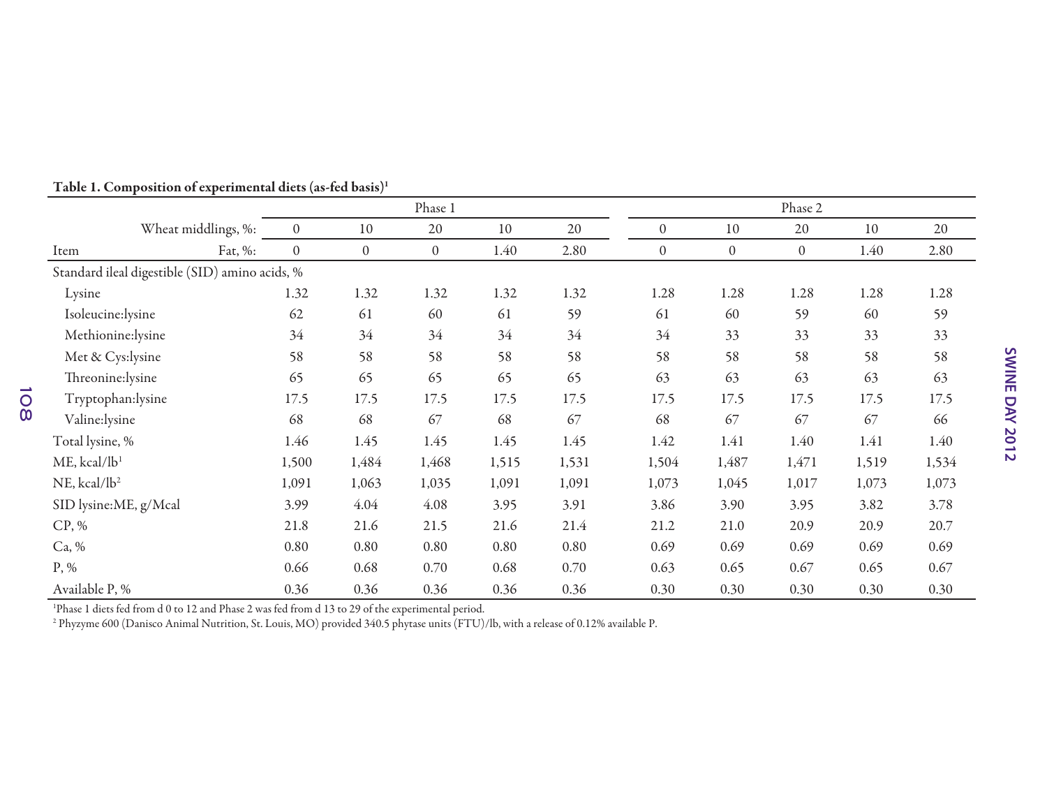**Table 1. Composition of experimental diets (as-fed basis)[1]**

| | Phase 1 | | | | | Phase 2 | | | | |
|---|---|---|---|---|---|---|---|---|---|---|
| Wheat middlings, %: | 0 | 10 | 20 | 10 | 20 | 0 | 10 | 20 | 10 | 20 |
| Item / Fat, %: | 0 | 0 | 0 | 1.40 | 2.80 | 0 | 0 | 0 | 1.40 | 2.80 |
| Standard ileal digestible (SID) amino acids, % | | | | | | | | | | |
| Lysine | 1.32 | 1.32 | 1.32 | 1.32 | 1.32 | 1.28 | 1.28 | 1.28 | 1.28 | 1.28 |
| Isoleucine:lysine | 62 | 61 | 60 | 61 | 59 | 61 | 60 | 59 | 60 | 59 |
| Methionine:lysine | 34 | 34 | 34 | 34 | 34 | 34 | 33 | 33 | 33 | 33 |
| Met & Cys:lysine | 58 | 58 | 58 | 58 | 58 | 58 | 58 | 58 | 58 | 58 |
| Threonine:lysine | 65 | 65 | 65 | 65 | 65 | 63 | 63 | 63 | 63 | 63 |
| Tryptophan:lysine | 17.5 | 17.5 | 17.5 | 17.5 | 17.5 | 17.5 | 17.5 | 17.5 | 17.5 | 17.5 |
| Valine:lysine | 68 | 68 | 67 | 68 | 67 | 68 | 67 | 67 | 67 | 66 |
| Total lysine, % | 1.46 | 1.45 | 1.45 | 1.45 | 1.45 | 1.42 | 1.41 | 1.40 | 1.41 | 1.40 |
| ME, kcal/lb[1] | 1,500 | 1,484 | 1,468 | 1,515 | 1,531 | 1,504 | 1,487 | 1,471 | 1,519 | 1,534 |
| NE, kcal/lb[2] | 1,091 | 1,063 | 1,035 | 1,091 | 1,091 | 1,073 | 1,045 | 1,017 | 1,073 | 1,073 |
| SID lysine:ME, g/Mcal | 3.99 | 4.04 | 4.08 | 3.95 | 3.91 | 3.86 | 3.90 | 3.95 | 3.82 | 3.78 |
| CP, % | 21.8 | 21.6 | 21.5 | 21.6 | 21.4 | 21.2 | 21.0 | 20.9 | 20.9 | 20.7 |
| Ca, % | 0.80 | 0.80 | 0.80 | 0.80 | 0.80 | 0.69 | 0.69 | 0.69 | 0.69 | 0.69 |
| P, % | 0.66 | 0.68 | 0.70 | 0.68 | 0.70 | 0.63 | 0.65 | 0.67 | 0.65 | 0.67 |
| Available P, % | 0.36 | 0.36 | 0.36 | 0.36 | 0.36 | 0.30 | 0.30 | 0.30 | 0.30 | 0.30 |

[1]Phase 1 diets fed from d 0 to 12 and Phase 2 was fed from d 13 to 29 of the experimental period.

[2] Phyzyme 600 (Danisco Animal Nutrition, St. Louis, MO) provided 340.5 phytase units (FTU)/lb, with a release of 0.12% available P.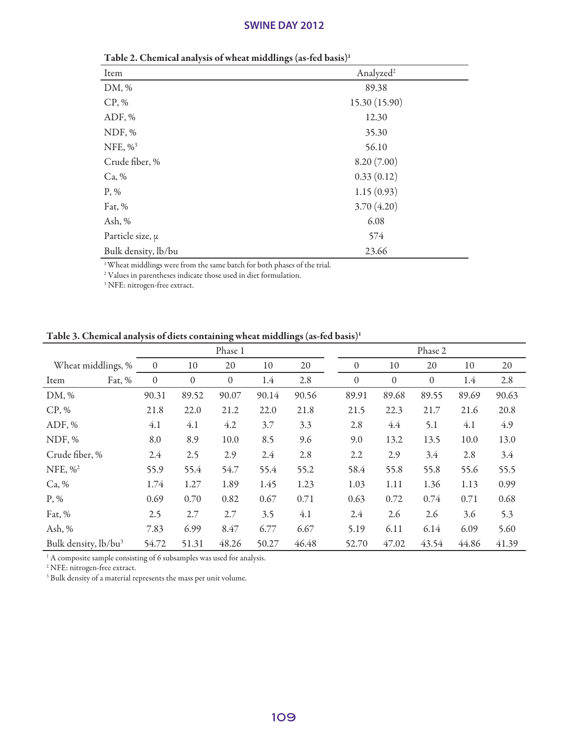Table 2. Chemical analysis of wheat middlings (as-fed basis)[1]

| Item | Analyzed[2] |
|---|---|
| DM, % | 89.38 |
| CP, % | 15.30 (15.90) |
| ADF, % | 12.30 |
| NDF, % | 35.30 |
| NFE, %[3] | 56.10 |
| Crude fiber, % | 8.20 (7.00) |
| Ca, % | 0.33 (0.12) |
| P, % | 1.15 (0.93) |
| Fat, % | 3.70 (4.20) |
| Ash, % | 6.08 |
| Particle size, μ | 574 |
| Bulk density, lb/bu | 23.66 |

[1] Wheat middlings were from the same batch for both phases of the trial.
[2] Values in parentheses indicate those used in diet formulation.
[3] NFE: nitrogen-free extract.

Table 3. Chemical analysis of diets containing wheat middlings (as-fed basis)[1]

| | Phase 1 | | | | | Phase 2 | | | | |
|---|---|---|---|---|---|---|---|---|---|---|
| Wheat middlings, % | 0 | 10 | 20 | 10 | 20 | 0 | 10 | 20 | 10 | 20 |
| Item / Fat, % | 0 | 0 | 0 | 1.4 | 2.8 | 0 | 0 | 0 | 1.4 | 2.8 |
| DM, % | 90.31 | 89.52 | 90.07 | 90.14 | 90.56 | 89.91 | 89.68 | 89.55 | 89.69 | 90.63 |
| CP, % | 21.8 | 22.0 | 21.2 | 22.0 | 21.8 | 21.5 | 22.3 | 21.7 | 21.6 | 20.8 |
| ADF, % | 4.1 | 4.1 | 4.2 | 3.7 | 3.3 | 2.8 | 4.4 | 5.1 | 4.1 | 4.9 |
| NDF, % | 8.0 | 8.9 | 10.0 | 8.5 | 9.6 | 9.0 | 13.2 | 13.5 | 10.0 | 13.0 |
| Crude fiber, % | 2.4 | 2.5 | 2.9 | 2.4 | 2.8 | 2.2 | 2.9 | 3.4 | 2.8 | 3.4 |
| NFE, %[2] | 55.9 | 55.4 | 54.7 | 55.4 | 55.2 | 58.4 | 55.8 | 55.8 | 55.6 | 55.5 |
| Ca, % | 1.74 | 1.27 | 1.89 | 1.45 | 1.23 | 1.03 | 1.11 | 1.36 | 1.13 | 0.99 |
| P, % | 0.69 | 0.70 | 0.82 | 0.67 | 0.71 | 0.63 | 0.72 | 0.74 | 0.71 | 0.68 |
| Fat, % | 2.5 | 2.7 | 2.7 | 3.5 | 4.1 | 2.4 | 2.6 | 2.6 | 3.6 | 5.3 |
| Ash, % | 7.83 | 6.99 | 8.47 | 6.77 | 6.67 | 5.19 | 6.11 | 6.14 | 6.09 | 5.60 |
| Bulk density, lb/bu[3] | 54.72 | 51.31 | 48.26 | 50.27 | 46.48 | 52.70 | 47.02 | 43.54 | 44.86 | 41.39 |

[1] A composite sample consisting of 6 subsamples was used for analysis.
[2] NFE: nitrogen-free extract.
[3] Bulk density of a material represents the mass per unit volume.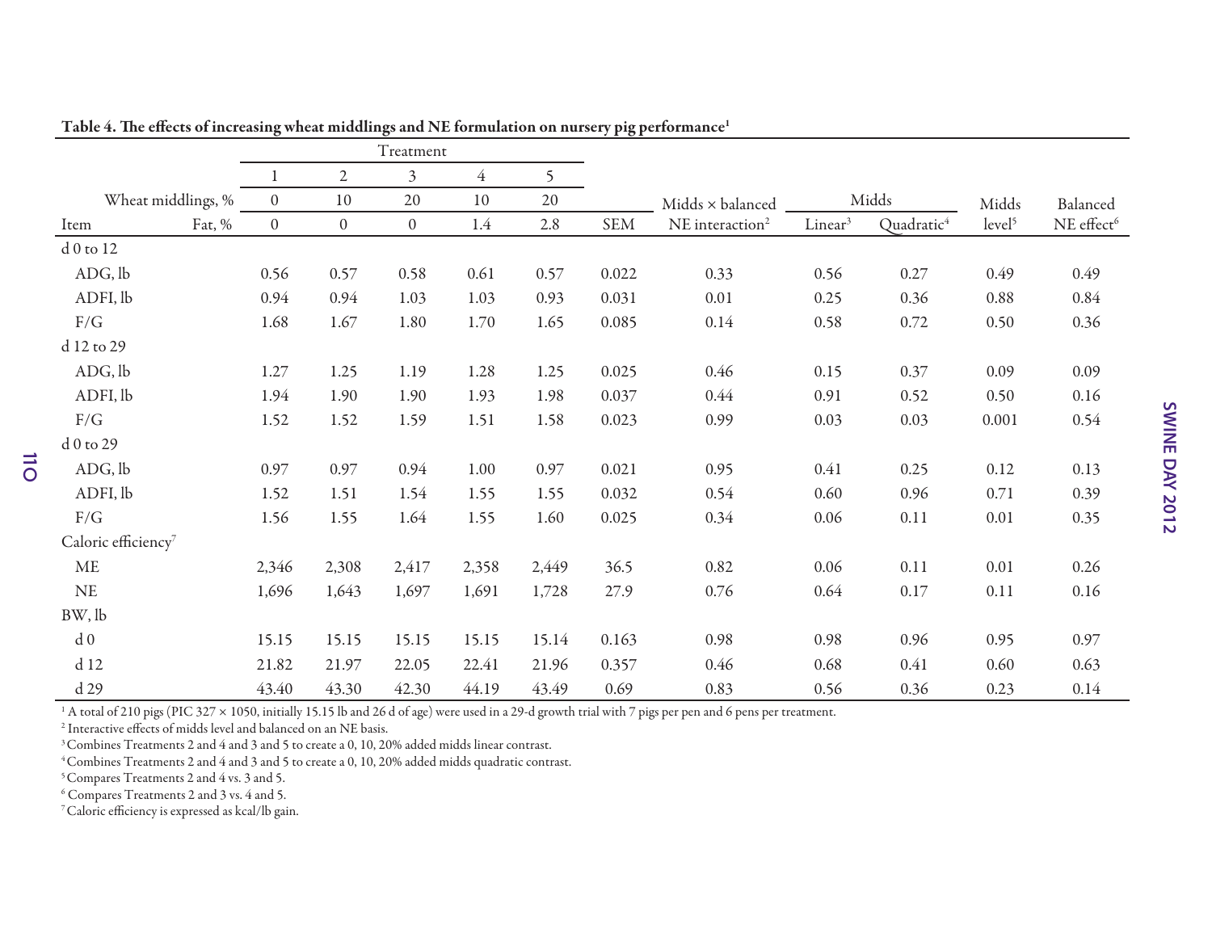Table 4. The effects of increasing wheat middlings and NE formulation on nursery pig performance[1]

| | Treatment | | | | | | | | | | |
|---|---|---|---|---|---|---|---|---|---|---|---|
| | 1 | 2 | 3 | 4 | 5 | | | Midds | | | |
| Wheat middlings, % | 0 | 10 | 20 | 10 | 20 | | Midds × balanced | | | Midds | Balanced |
| Item / Fat, % | 0 | 0 | 0 | 1.4 | 2.8 | SEM | NE interaction[2] | Linear[3] | Quadratic[4] | level[5] | NE effect[6] |
| d 0 to 12 | | | | | | | | | | | |
| ADG, lb | 0.56 | 0.57 | 0.58 | 0.61 | 0.57 | 0.022 | 0.33 | 0.56 | 0.27 | 0.49 | 0.49 |
| ADFI, lb | 0.94 | 0.94 | 1.03 | 1.03 | 0.93 | 0.031 | 0.01 | 0.25 | 0.36 | 0.88 | 0.84 |
| F/G | 1.68 | 1.67 | 1.80 | 1.70 | 1.65 | 0.085 | 0.14 | 0.58 | 0.72 | 0.50 | 0.36 |
| d 12 to 29 | | | | | | | | | | | |
| ADG, lb | 1.27 | 1.25 | 1.19 | 1.28 | 1.25 | 0.025 | 0.46 | 0.15 | 0.37 | 0.09 | 0.09 |
| ADFI, lb | 1.94 | 1.90 | 1.90 | 1.93 | 1.98 | 0.037 | 0.44 | 0.91 | 0.52 | 0.50 | 0.16 |
| F/G | 1.52 | 1.52 | 1.59 | 1.51 | 1.58 | 0.023 | 0.99 | 0.03 | 0.03 | 0.001 | 0.54 |
| d 0 to 29 | | | | | | | | | | | |
| ADG, lb | 0.97 | 0.97 | 0.94 | 1.00 | 0.97 | 0.021 | 0.95 | 0.41 | 0.25 | 0.12 | 0.13 |
| ADFI, lb | 1.52 | 1.51 | 1.54 | 1.55 | 1.55 | 0.032 | 0.54 | 0.60 | 0.96 | 0.71 | 0.39 |
| F/G | 1.56 | 1.55 | 1.64 | 1.55 | 1.60 | 0.025 | 0.34 | 0.06 | 0.11 | 0.01 | 0.35 |
| Caloric efficiency[7] | | | | | | | | | | | |
| ME | 2,346 | 2,308 | 2,417 | 2,358 | 2,449 | 36.5 | 0.82 | 0.06 | 0.11 | 0.01 | 0.26 |
| NE | 1,696 | 1,643 | 1,697 | 1,691 | 1,728 | 27.9 | 0.76 | 0.64 | 0.17 | 0.11 | 0.16 |
| BW, lb | | | | | | | | | | | |
| d 0 | 15.15 | 15.15 | 15.15 | 15.15 | 15.14 | 0.163 | 0.98 | 0.98 | 0.96 | 0.95 | 0.97 |
| d 12 | 21.82 | 21.97 | 22.05 | 22.41 | 21.96 | 0.357 | 0.46 | 0.68 | 0.41 | 0.60 | 0.63 |
| d 29 | 43.40 | 43.30 | 42.30 | 44.19 | 43.49 | 0.69 | 0.83 | 0.56 | 0.36 | 0.23 | 0.14 |

[1] A total of 210 pigs (PIC 327 × 1050, initially 15.15 lb and 26 d of age) were used in a 29-d growth trial with 7 pigs per pen and 6 pens per treatment.

[2] Interactive effects of midds level and balanced on an NE basis.

[3] Combines Treatments 2 and 4 and 3 and 5 to create a 0, 10, 20% added midds linear contrast.

[4] Combines Treatments 2 and 4 and 3 and 5 to create a 0, 10, 20% added midds quadratic contrast.

[5] Compares Treatments 2 and 4 vs. 3 and 5.

[6] Compares Treatments 2 and 3 vs. 4 and 5.

[7] Caloric efficiency is expressed as kcal/lb gain.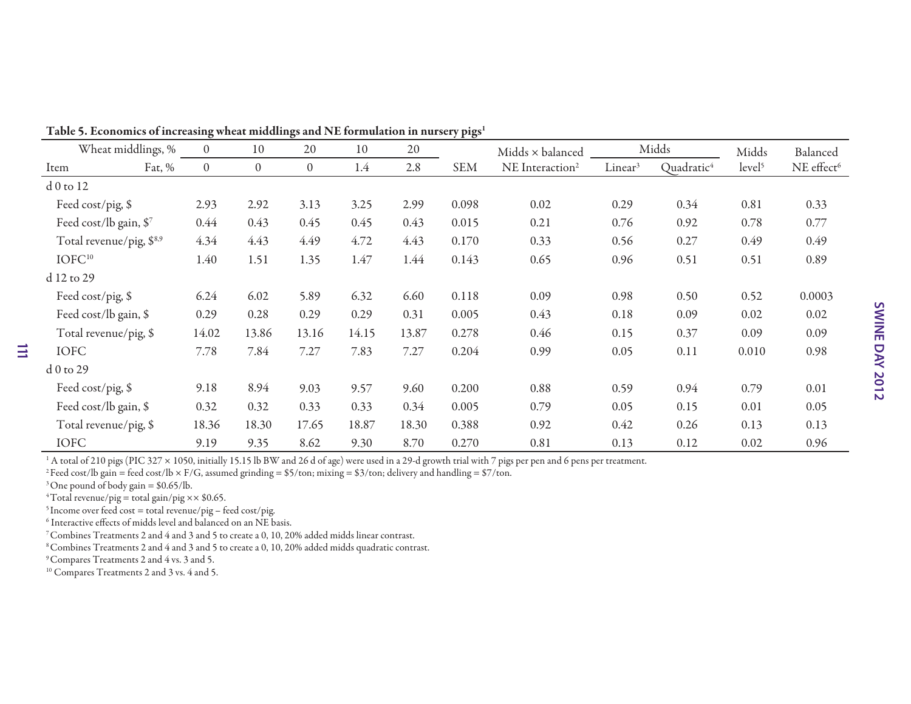**Table 5. Economics of increasing wheat middlings and NE formulation in nursery pigs[1]**

| Wheat middlings, % | 0 | 10 | 20 | 10 | 20 | | Midds × balanced | Midds | | Midds | Balanced |
|---|---|---|---|---|---|---|---|---|---|---|---|
| Item Fat, % | 0 | 0 | 0 | 1.4 | 2.8 | SEM | NE Interaction[2] | Linear[3] | Quadratic[4] | level[5] | NE effect[6] |
| d 0 to 12 | | | | | | | | | | | |
| Feed cost/pig, $ | 2.93 | 2.92 | 3.13 | 3.25 | 2.99 | 0.098 | 0.02 | 0.29 | 0.34 | 0.81 | 0.33 |
| Feed cost/lb gain, $[7] | 0.44 | 0.43 | 0.45 | 0.45 | 0.43 | 0.015 | 0.21 | 0.76 | 0.92 | 0.78 | 0.77 |
| Total revenue/pig, $[8,9] | 4.34 | 4.43 | 4.49 | 4.72 | 4.43 | 0.170 | 0.33 | 0.56 | 0.27 | 0.49 | 0.49 |
| IOFC[10] | 1.40 | 1.51 | 1.35 | 1.47 | 1.44 | 0.143 | 0.65 | 0.96 | 0.51 | 0.51 | 0.89 |
| d 12 to 29 | | | | | | | | | | | |
| Feed cost/pig, $ | 6.24 | 6.02 | 5.89 | 6.32 | 6.60 | 0.118 | 0.09 | 0.98 | 0.50 | 0.52 | 0.0003 |
| Feed cost/lb gain, $ | 0.29 | 0.28 | 0.29 | 0.29 | 0.31 | 0.005 | 0.43 | 0.18 | 0.09 | 0.02 | 0.02 |
| Total revenue/pig, $ | 14.02 | 13.86 | 13.16 | 14.15 | 13.87 | 0.278 | 0.46 | 0.15 | 0.37 | 0.09 | 0.09 |
| IOFC | 7.78 | 7.84 | 7.27 | 7.83 | 7.27 | 0.204 | 0.99 | 0.05 | 0.11 | 0.010 | 0.98 |
| d 0 to 29 | | | | | | | | | | | |
| Feed cost/pig, $ | 9.18 | 8.94 | 9.03 | 9.57 | 9.60 | 0.200 | 0.88 | 0.59 | 0.94 | 0.79 | 0.01 |
| Feed cost/lb gain, $ | 0.32 | 0.32 | 0.33 | 0.33 | 0.34 | 0.005 | 0.79 | 0.05 | 0.15 | 0.01 | 0.05 |
| Total revenue/pig, $ | 18.36 | 18.30 | 17.65 | 18.87 | 18.30 | 0.388 | 0.92 | 0.42 | 0.26 | 0.13 | 0.13 |
| IOFC | 9.19 | 9.35 | 8.62 | 9.30 | 8.70 | 0.270 | 0.81 | 0.13 | 0.12 | 0.02 | 0.96 |

[1] A total of 210 pigs (PIC 327 × 1050, initially 15.15 lb BW and 26 d of age) were used in a 29-d growth trial with 7 pigs per pen and 6 pens per treatment.
[2] Feed cost/lb gain = feed cost/lb × F/G, assumed grinding = $5/ton; mixing = $3/ton; delivery and handling = $7/ton.
[3] One pound of body gain = $0.65/lb.
[4] Total revenue/pig = total gain/pig ×× $0.65.
[5] Income over feed cost = total revenue/pig – feed cost/pig.
[6] Interactive effects of midds level and balanced on an NE basis.
[7] Combines Treatments 2 and 4 and 3 and 5 to create a 0, 10, 20% added midds linear contrast.
[8] Combines Treatments 2 and 4 and 3 and 5 to create a 0, 10, 20% added midds quadratic contrast.
[9] Compares Treatments 2 and 4 vs. 3 and 5.
[10] Compares Treatments 2 and 3 vs. 4 and 5.